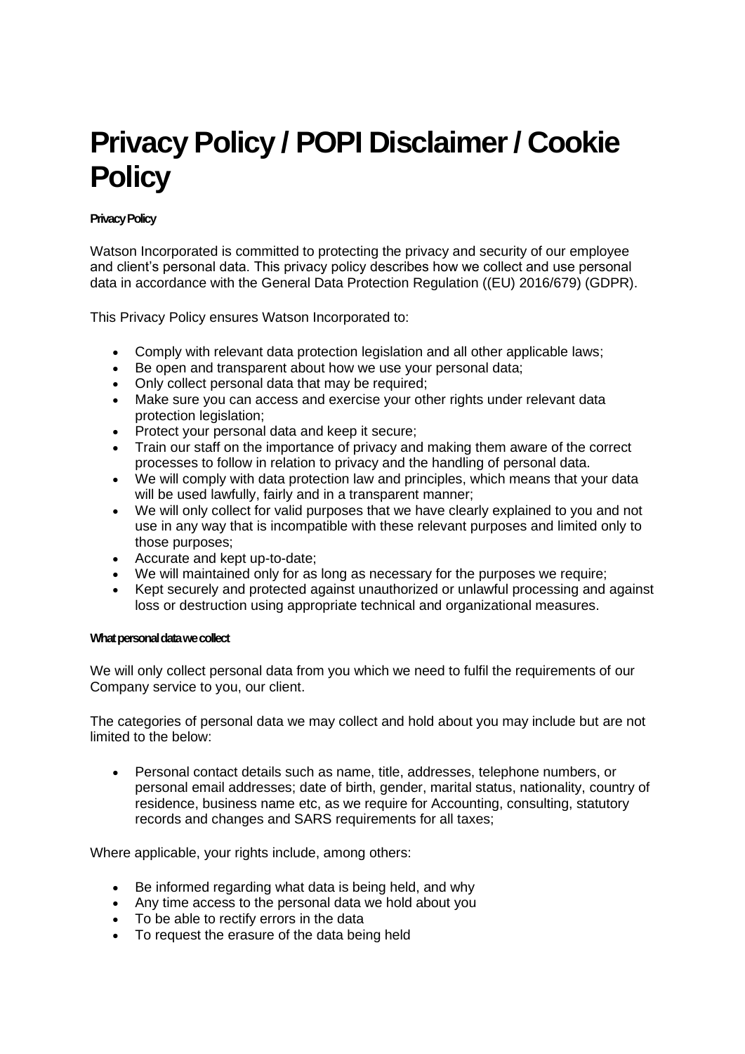# Privacy Policy / POPI Disclaimer / Cookie Policy

**Privacy Policy**

Watson Incorporated is committed to protecting the privacy and security of our employee and client's personal data. This privacy policy describes how we collect and use personal data in accordance with the General Data Protection Regulation ((EU) 2016/679) (GDPR).

This Privacy Policy ensures Watson Incorporated to:

- Comply with relevant data protection legislation and all other applicable laws;
- Be open and transparent about how we use your personal data;
- Only collect personal data that may be required;
- Make sure you can access and exercise your other rights under relevant data protection legislation;
- Protect your personal data and keep it secure;
- Train our staff on the importance of privacy and making them aware of the correct processes to follow in relation to privacy and the handling of personal data.
- We will comply with data protection law and principles, which means that your data will be used lawfully, fairly and in a transparent manner;
- We will only collect for valid purposes that we have clearly explained to you and not use in any way that is incompatible with these relevant purposes and limited only to those purposes;
- Accurate and kept up-to-date;
- We will maintained only for as long as necessary for the purposes we require;
- Kept securely and protected against unauthorized or unlawful processing and against loss or destruction using appropriate technical and organizational measures.

**What personal data we collect**

We will only collect personal data from you which we need to fulfil the requirements of our Company service to you, our client.

The categories of personal data we may collect and hold about you may include but are not limited to the below:

- Personal contact details such as name, title, addresses, telephone numbers, or personal email addresses; date of birth, gender, marital status, nationality, country of residence, business name etc, as we require for Accounting, consulting, statutory records and changes and SARS requirements for all taxes;

Where applicable, your rights include, among others:

- Be informed regarding what data is being held, and why
- Any time access to the personal data we hold about you
- To be able to rectify errors in the data
- To request the erasure of the data being held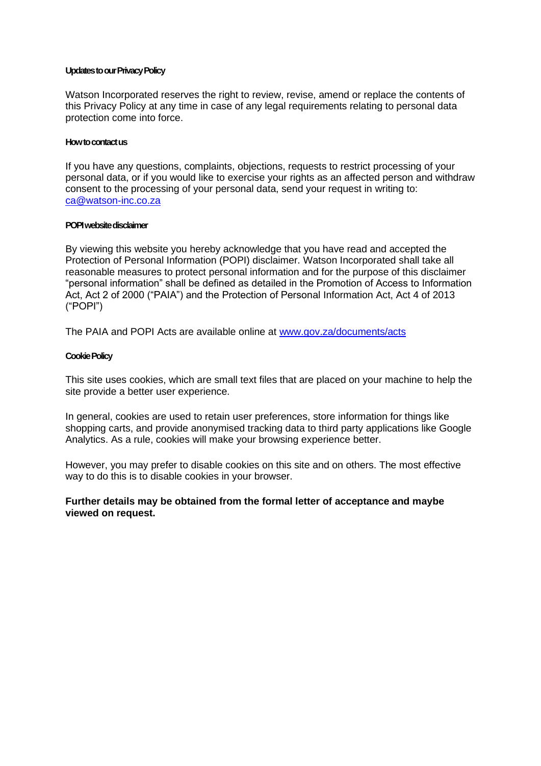**Updates to our Privacy Policy**

Watson Incorporated reserves the right to review, revise, amend or replace the contents of this Privacy Policy at any time in case of any legal requirements relating to personal data protection come into force.

**How to contact us**

If you have any questions, complaints, objections, requests to restrict processing of your personal data, or if you would like to exercise your rights as an affected person and withdraw consent to the processing of your personal data, send your request in writing to: ca@watson-inc.co.za

**POPI website disclaimer**

By viewing this website you hereby acknowledge that you have read and accepted the Protection of Personal Information (POPI) disclaimer. Watson Incorporated shall take all reasonable measures to protect personal information and for the purpose of this disclaimer "personal information" shall be defined as detailed in the Promotion of Access to Information Act, Act 2 of 2000 ("PAIA") and the Protection of Personal Information Act, Act 4 of 2013 ("POPI")

The PAIA and POPI Acts are available online at www.gov.za/documents/acts

**Cookie Policy**

This site uses cookies, which are small text files that are placed on your machine to help the site provide a better user experience.

In general, cookies are used to retain user preferences, store information for things like shopping carts, and provide anonymised tracking data to third party applications like Google Analytics. As a rule, cookies will make your browsing experience better.

However, you may prefer to disable cookies on this site and on others. The most effective way to do this is to disable cookies in your browser.

**Further details may be obtained from the formal letter of acceptance and maybe viewed on request.**